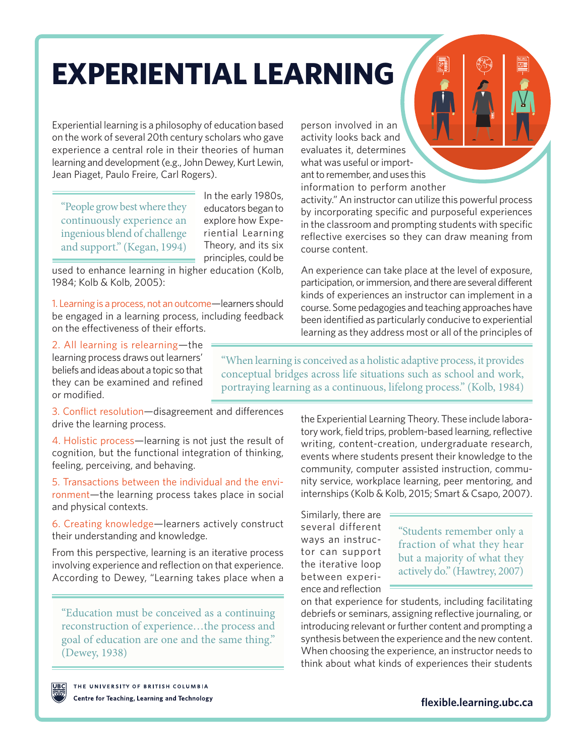# EXPERIENTIAL LEARNING

Experiential learning is a philosophy of education based on the work of several 20th century scholars who gave experience a central role in their theories of human learning and development (e.g., John Dewey, Kurt Lewin, Jean Piaget, Paulo Freire, Carl Rogers).

> "People grow best where they continuously experience an ingenious blend of challenge and support." (Kegan, 1994)

In the early 1980s, educators began to explore how Experiential Learning Theory, and its six principles, could be used to enhance learning in higher education (Kolb, 1984; Kolb & Kolb, 2005):

1. Learning is a process, not an outcome—learners should be engaged in a learning process, including feedback on the effectiveness of their efforts.
2. All learning is relearning—the learning process draws out learners' beliefs and ideas about a topic so that they can be examined and refined or modified.
3. Conflict resolution—disagreement and differences drive the learning process.
4. Holistic process—learning is not just the result of cognition, but the functional integration of thinking, feeling, perceiving, and behaving.
5. Transactions between the individual and the environment—the learning process takes place in social and physical contexts.
6. Creating knowledge—learners actively construct their understanding and knowledge.

From this perspective, learning is an iterative process involving experience and reflection on that experience. According to Dewey, "Learning takes place when a person involved in an activity looks back and evaluates it, determines what was useful or important to remember, and uses this information to perform another activity." An instructor can utilize this powerful process by incorporating specific and purposeful experiences in the classroom and prompting students with specific reflective exercises so they can draw meaning from course content.

> "Education must be conceived as a continuing reconstruction of experience…the process and goal of education are one and the same thing." (Dewey, 1938)

An experience can take place at the level of exposure, participation, or immersion, and there are several different kinds of experiences an instructor can implement in a course. Some pedagogies and teaching approaches have been identified as particularly conducive to experiential learning as they address most or all of the principles of the Experiential Learning Theory. These include laboratory work, field trips, problem-based learning, reflective writing, content-creation, undergraduate research, events where students present their knowledge to the community, computer assisted instruction, community service, workplace learning, peer mentoring, and internships (Kolb & Kolb, 2015; Smart & Csapo, 2007).

> "When learning is conceived as a holistic adaptive process, it provides conceptual bridges across life situations such as school and work, portraying learning as a continuous, lifelong process." (Kolb, 1984)

Similarly, there are several different ways an instructor can support the iterative loop between experience and reflection on that experience for students, including facilitating debriefs or seminars, assigning reflective journaling, or introducing relevant or further content and prompting a synthesis between the experience and the new content. When choosing the experience, an instructor needs to think about what kinds of experiences their students

> "Students remember only a fraction of what they hear but a majority of what they actively do." (Hawtrey, 2007)

THE UNIVERSITY OF BRITISH COLUMBIA
Centre for Teaching, Learning and Technology

flexible.learning.ubc.ca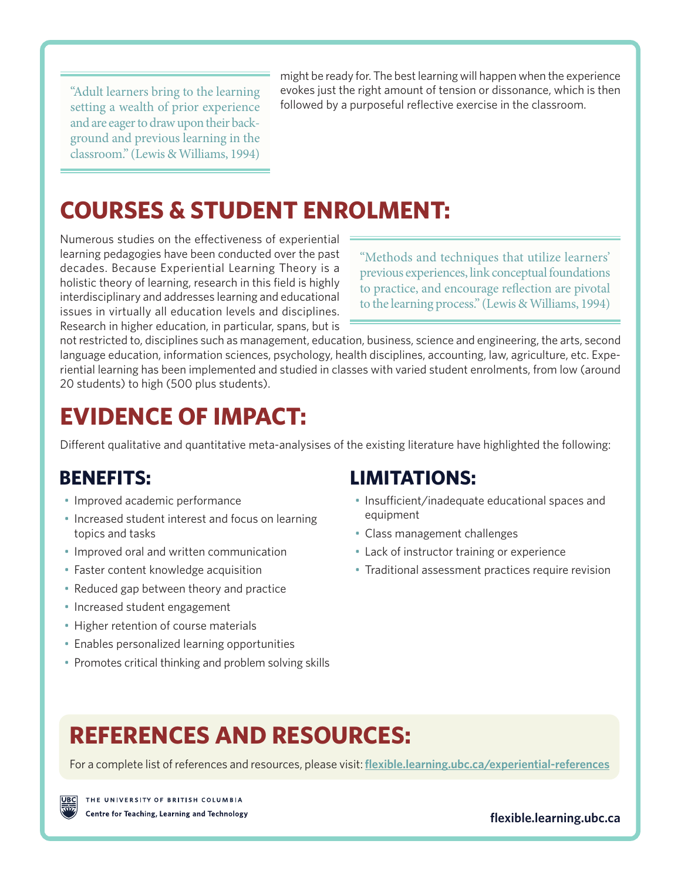> "Adult learners bring to the learning setting a wealth of prior experience and are eager to draw upon their background and previous learning in the classroom." (Lewis & Williams, 1994)

might be ready for. The best learning will happen when the experience evokes just the right amount of tension or dissonance, which is then followed by a purposeful reflective exercise in the classroom.

## COURSES & STUDENT ENROLMENT:

Numerous studies on the effectiveness of experiential learning pedagogies have been conducted over the past decades. Because Experiential Learning Theory is a holistic theory of learning, research in this field is highly interdisciplinary and addresses learning and educational issues in virtually all education levels and disciplines. Research in higher education, in particular, spans, but is not restricted to, disciplines such as management, education, business, science and engineering, the arts, second language education, information sciences, psychology, health disciplines, accounting, law, agriculture, etc. Experiential learning has been implemented and studied in classes with varied student enrolments, from low (around 20 students) to high (500 plus students).

> "Methods and techniques that utilize learners' previous experiences, link conceptual foundations to practice, and encourage reflection are pivotal to the learning process." (Lewis & Williams, 1994)

## EVIDENCE OF IMPACT:

Different qualitative and quantitative meta-analysises of the existing literature have highlighted the following:

### BENEFITS:

- Improved academic performance
- Increased student interest and focus on learning topics and tasks
- Improved oral and written communication
- Faster content knowledge acquisition
- Reduced gap between theory and practice
- Increased student engagement
- Higher retention of course materials
- Enables personalized learning opportunities
- Promotes critical thinking and problem solving skills

### LIMITATIONS:

- Insufficient/inadequate educational spaces and equipment
- Class management challenges
- Lack of instructor training or experience
- Traditional assessment practices require revision

## REFERENCES AND RESOURCES:

For a complete list of references and resources, please visit: **flexible.learning.ubc.ca/experiential-references**

THE UNIVERSITY OF BRITISH COLUMBIA
Centre for Teaching, Learning and Technology

**flexible.learning.ubc.ca**